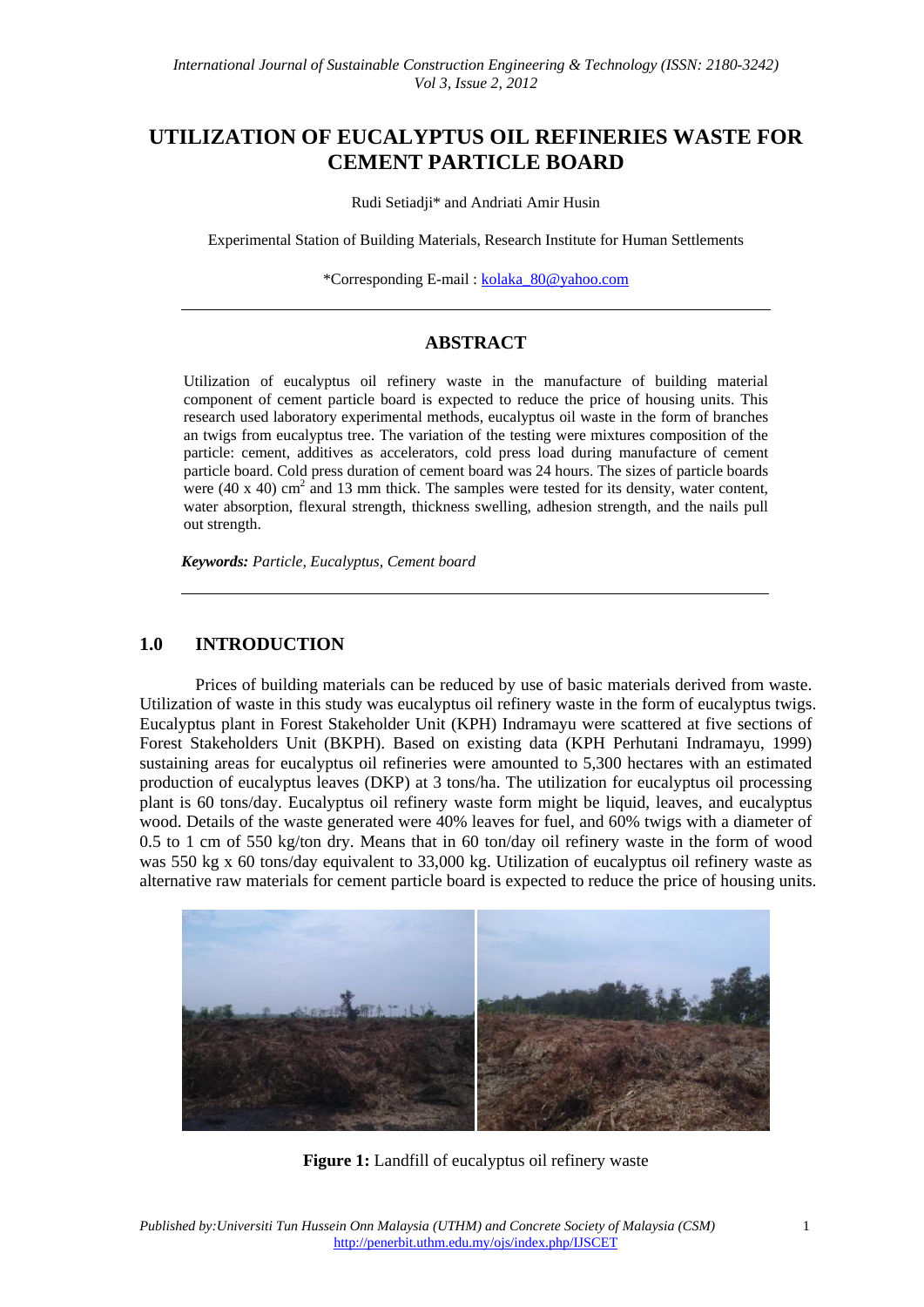# UTILIZATION OF EUCALYPTUS OIL REFINERIES WASTE FOR CEMENT PARTICLE BOARD

Rudi Setiadji* and Andriati Amir Husin

Experimental Station of Building Materials, Research Institute for Human Settlements

*Corresponding E-mail : kolaka_80@yahoo.com

---

## ABSTRACT

Utilization of eucalyptus oil refinery waste in the manufacture of building material component of cement particle board is expected to reduce the price of housing units. This research used laboratory experimental methods, eucalyptus oil waste in the form of branches an twigs from eucalyptus tree. The variation of the testing were mixtures composition of the particle: cement, additives as accelerators, cold press load during manufacture of cement particle board. Cold press duration of cement board was 24 hours. The sizes of particle boards were (40 x 40) $cm^2$ and 13 mm thick. The samples were tested for its density, water content, water absorption, flexural strength, thickness swelling, adhesion strength, and the nails pull out strength.

***Keywords:*** *Particle, Eucalyptus, Cement board*

---

## 1.0 INTRODUCTION

Prices of building materials can be reduced by use of basic materials derived from waste. Utilization of waste in this study was eucalyptus oil refinery waste in the form of eucalyptus twigs. Eucalyptus plant in Forest Stakeholder Unit (KPH) Indramayu were scattered at five sections of Forest Stakeholders Unit (BKPH). Based on existing data (KPH Perhutani Indramayu, 1999) sustaining areas for eucalyptus oil refineries were amounted to 5,300 hectares with an estimated production of eucalyptus leaves (DKP) at 3 tons/ha. The utilization for eucalyptus oil processing plant is 60 tons/day. Eucalyptus oil refinery waste form might be liquid, leaves, and eucalyptus wood. Details of the waste generated were 40% leaves for fuel, and 60% twigs with a diameter of 0.5 to 1 cm of 550 kg/ton dry. Means that in 60 ton/day oil refinery waste in the form of wood was 550 kg x 60 tons/day equivalent to 33,000 kg. Utilization of eucalyptus oil refinery waste as alternative raw materials for cement particle board is expected to reduce the price of housing units.

**Figure 1:** Landfill of eucalyptus oil refinery waste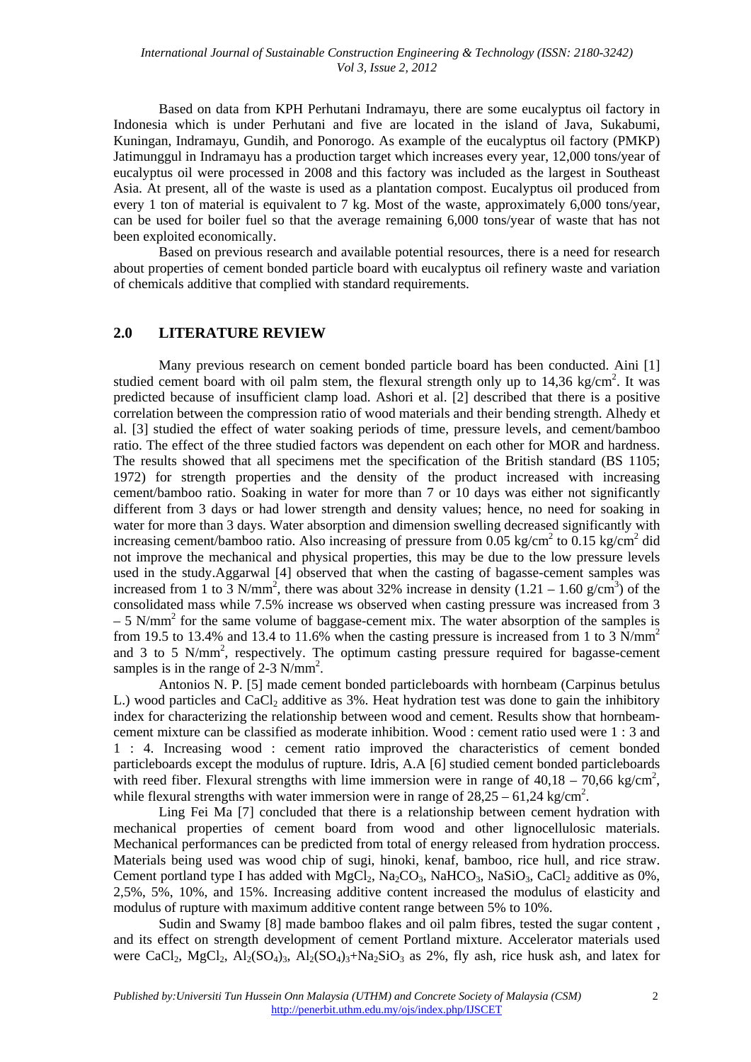Based on data from KPH Perhutani Indramayu, there are some eucalyptus oil factory in Indonesia which is under Perhutani and five are located in the island of Java, Sukabumi, Kuningan, Indramayu, Gundih, and Ponorogo. As example of the eucalyptus oil factory (PMKP) Jatimunggul in Indramayu has a production target which increases every year, 12,000 tons/year of eucalyptus oil were processed in 2008 and this factory was included as the largest in Southeast Asia. At present, all of the waste is used as a plantation compost. Eucalyptus oil produced from every 1 ton of material is equivalent to 7 kg. Most of the waste, approximately 6,000 tons/year, can be used for boiler fuel so that the average remaining 6,000 tons/year of waste that has not been exploited economically.

Based on previous research and available potential resources, there is a need for research about properties of cement bonded particle board with eucalyptus oil refinery waste and variation of chemicals additive that complied with standard requirements.

## 2.0 LITERATURE REVIEW

Many previous research on cement bonded particle board has been conducted. Aini [1] studied cement board with oil palm stem, the flexural strength only up to 14,36 kg/cm$^2$. It was predicted because of insufficient clamp load. Ashori et al. [2] described that there is a positive correlation between the compression ratio of wood materials and their bending strength. Alhedy et al. [3] studied the effect of water soaking periods of time, pressure levels, and cement/bamboo ratio. The effect of the three studied factors was dependent on each other for MOR and hardness. The results showed that all specimens met the specification of the British standard (BS 1105; 1972) for strength properties and the density of the product increased with increasing cement/bamboo ratio. Soaking in water for more than 7 or 10 days was either not significantly different from 3 days or had lower strength and density values; hence, no need for soaking in water for more than 3 days. Water absorption and dimension swelling decreased significantly with increasing cement/bamboo ratio. Also increasing of pressure from 0.05 kg/cm$^2$ to 0.15 kg/cm$^2$ did not improve the mechanical and physical properties, this may be due to the low pressure levels used in the study.Aggarwal [4] observed that when the casting of bagasse-cement samples was increased from 1 to 3 N/mm$^2$, there was about 32% increase in density (1.21 – 1.60 g/cm$^3$) of the consolidated mass while 7.5% increase ws observed when casting pressure was increased from 3 – 5 N/mm$^2$ for the same volume of baggase-cement mix. The water absorption of the samples is from 19.5 to 13.4% and 13.4 to 11.6% when the casting pressure is increased from 1 to 3 N/mm$^2$ and 3 to 5 N/mm$^2$, respectively. The optimum casting pressure required for bagasse-cement samples is in the range of 2-3 N/mm$^2$.

Antonios N. P. [5] made cement bonded particleboards with hornbeam (Carpinus betulus L.) wood particles and $CaCl_2$ additive as 3%. Heat hydration test was done to gain the inhibitory index for characterizing the relationship between wood and cement. Results show that hornbeam-cement mixture can be classified as moderate inhibition. Wood : cement ratio used were 1 : 3 and 1 : 4. Increasing wood : cement ratio improved the characteristics of cement bonded particleboards except the modulus of rupture. Idris, A.A [6] studied cement bonded particleboards with reed fiber. Flexural strengths with lime immersion were in range of 40,18 – 70,66 kg/cm$^2$, while flexural strengths with water immersion were in range of 28,25 – 61,24 kg/cm$^2$.

Ling Fei Ma [7] concluded that there is a relationship between cement hydration with mechanical properties of cement board from wood and other lignocellulosic materials. Mechanical performances can be predicted from total of energy released from hydration proccess. Materials being used was wood chip of sugi, hinoki, kenaf, bamboo, rice hull, and rice straw. Cement portland type I has added with $MgCl_2$, $Na_2CO_3$, $NaHCO_3$, $NaSiO_3$, $CaCl_2$ additive as 0%, 2,5%, 5%, 10%, and 15%. Increasing additive content increased the modulus of elasticity and modulus of rupture with maximum additive content range between 5% to 10%.

Sudin and Swamy [8] made bamboo flakes and oil palm fibres, tested the sugar content , and its effect on strength development of cement Portland mixture. Accelerator materials used were $CaCl_2$, $MgCl_2$, $Al_2(SO_4)_3$, $Al_2(SO_4)_3$+$Na_2SiO_3$ as 2%, fly ash, rice husk ash, and latex for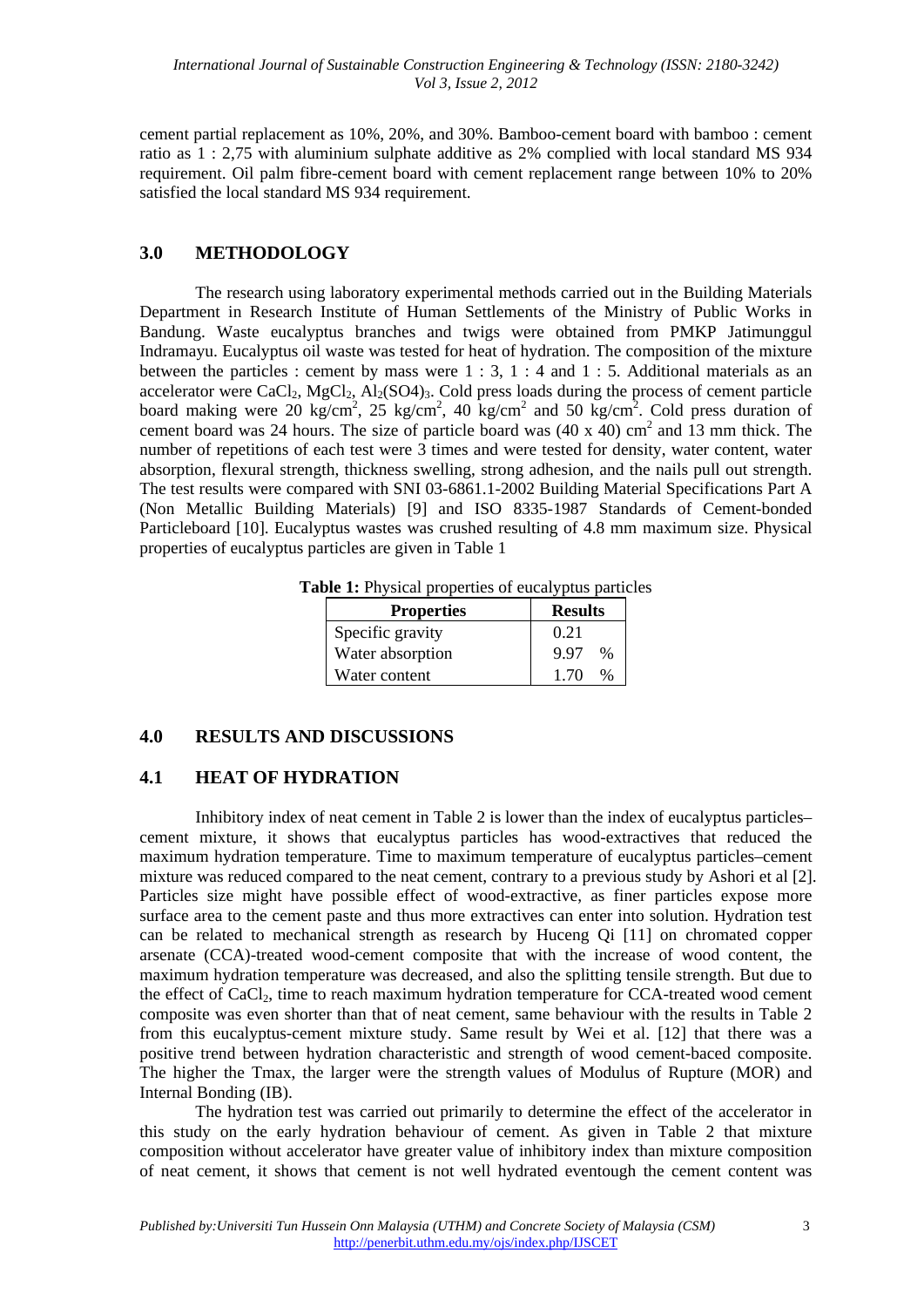cement partial replacement as 10%, 20%, and 30%. Bamboo-cement board with bamboo : cement ratio as 1 : 2,75 with aluminium sulphate additive as 2% complied with local standard MS 934 requirement. Oil palm fibre-cement board with cement replacement range between 10% to 20% satisfied the local standard MS 934 requirement.

## 3.0 METHODOLOGY

The research using laboratory experimental methods carried out in the Building Materials Department in Research Institute of Human Settlements of the Ministry of Public Works in Bandung. Waste eucalyptus branches and twigs were obtained from PMKP Jatimunggul Indramayu. Eucalyptus oil waste was tested for heat of hydration. The composition of the mixture between the particles : cement by mass were 1 : 3, 1 : 4 and 1 : 5. Additional materials as an accelerator were $CaCl_2$, $MgCl_2$, $Al_2(SO4)_3$. Cold press loads during the process of cement particle board making were 20 kg/cm$^2$, 25 kg/cm$^2$, 40 kg/cm$^2$ and 50 kg/cm$^2$. Cold press duration of cement board was 24 hours. The size of particle board was (40 x 40) cm$^2$ and 13 mm thick. The number of repetitions of each test were 3 times and were tested for density, water content, water absorption, flexural strength, thickness swelling, strong adhesion, and the nails pull out strength. The test results were compared with SNI 03-6861.1-2002 Building Material Specifications Part A (Non Metallic Building Materials) [9] and ISO 8335-1987 Standards of Cement-bonded Particleboard [10]. Eucalyptus wastes was crushed resulting of 4.8 mm maximum size. Physical properties of eucalyptus particles are given in Table 1

**Table 1:** Physical properties of eucalyptus particles

| Properties | Results |
|---|---|
| Specific gravity | 0.21 |
| Water absorption | 9.97 % |
| Water content | 1.70 % |

## 4.0 RESULTS AND DISCUSSIONS

## 4.1 HEAT OF HYDRATION

Inhibitory index of neat cement in Table 2 is lower than the index of eucalyptus particles–cement mixture, it shows that eucalyptus particles has wood-extractives that reduced the maximum hydration temperature. Time to maximum temperature of eucalyptus particles–cement mixture was reduced compared to the neat cement, contrary to a previous study by Ashori et al [2]. Particles size might have possible effect of wood-extractive, as finer particles expose more surface area to the cement paste and thus more extractives can enter into solution. Hydration test can be related to mechanical strength as research by Huceng Qi [11] on chromated copper arsenate (CCA)-treated wood-cement composite that with the increase of wood content, the maximum hydration temperature was decreased, and also the splitting tensile strength. But due to the effect of $CaCl_2$, time to reach maximum hydration temperature for CCA-treated wood cement composite was even shorter than that of neat cement, same behaviour with the results in Table 2 from this eucalyptus-cement mixture study. Same result by Wei et al. [12] that there was a positive trend between hydration characteristic and strength of wood cement-baced composite. The higher the Tmax, the larger were the strength values of Modulus of Rupture (MOR) and Internal Bonding (IB).

The hydration test was carried out primarily to determine the effect of the accelerator in this study on the early hydration behaviour of cement. As given in Table 2 that mixture composition without accelerator have greater value of inhibitory index than mixture composition of neat cement, it shows that cement is not well hydrated eventough the cement content was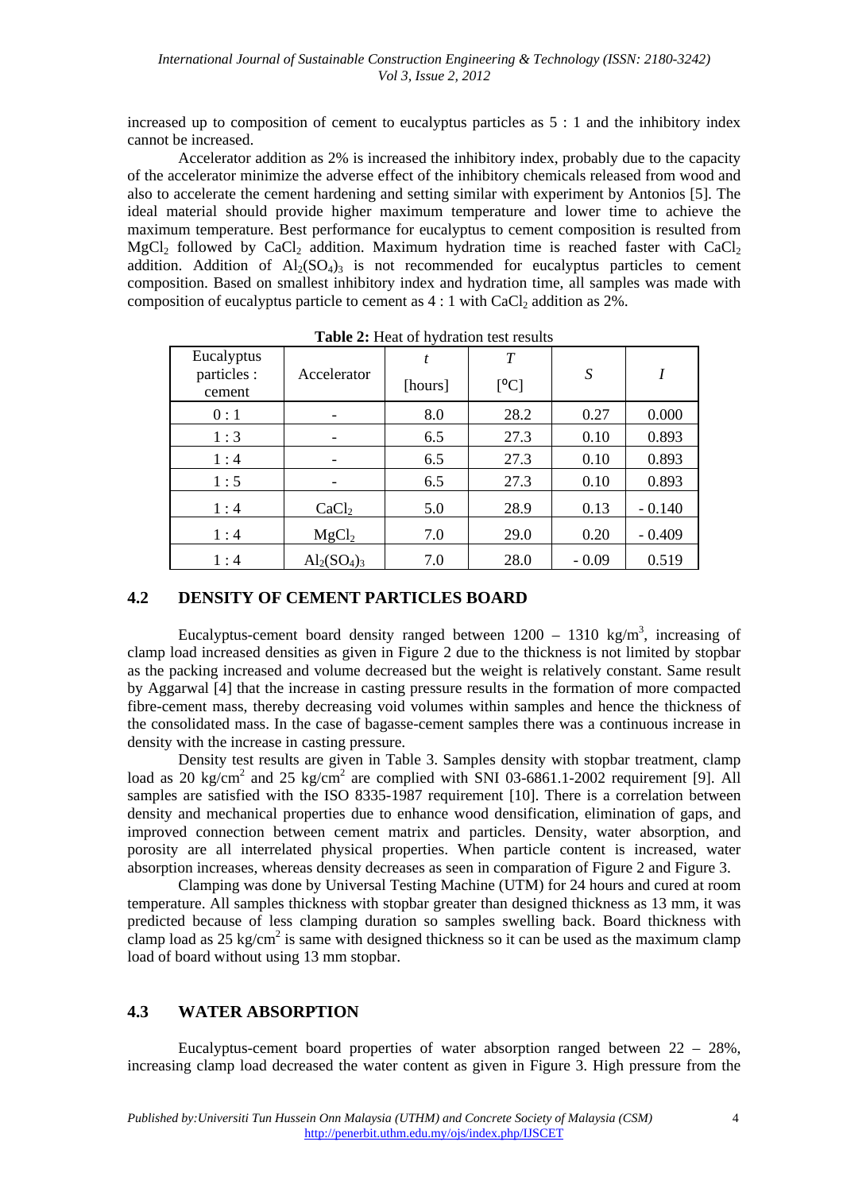increased up to composition of cement to eucalyptus particles as 5 : 1 and the inhibitory index cannot be increased.

Accelerator addition as 2% is increased the inhibitory index, probably due to the capacity of the accelerator minimize the adverse effect of the inhibitory chemicals released from wood and also to accelerate the cement hardening and setting similar with experiment by Antonios [5]. The ideal material should provide higher maximum temperature and lower time to achieve the maximum temperature. Best performance for eucalyptus to cement composition is resulted from $MgCl_2$ followed by $CaCl_2$ addition. Maximum hydration time is reached faster with $CaCl_2$ addition. Addition of $Al_2(SO_4)_3$ is not recommended for eucalyptus particles to cement composition. Based on smallest inhibitory index and hydration time, all samples was made with composition of eucalyptus particle to cement as 4 : 1 with $CaCl_2$ addition as 2%.

**Table 2:** Heat of hydration test results

| Eucalyptus particles : cement | Accelerator | $t$ [hours] | $T$ [ºC] | $S$ | $I$ |
|---|---|---|---|---|---|
| 0 : 1 | - | 8.0 | 28.2 | 0.27 | 0.000 |
| 1 : 3 | - | 6.5 | 27.3 | 0.10 | 0.893 |
| 1 : 4 | - | 6.5 | 27.3 | 0.10 | 0.893 |
| 1 : 5 | - | 6.5 | 27.3 | 0.10 | 0.893 |
| 1 : 4 | $CaCl_2$ | 5.0 | 28.9 | 0.13 | - 0.140 |
| 1 : 4 | $MgCl_2$ | 7.0 | 29.0 | 0.20 | - 0.409 |
| 1 : 4 | $Al_2(SO_4)_3$ | 7.0 | 28.0 | - 0.09 | 0.519 |

## 4.2 DENSITY OF CEMENT PARTICLES BOARD

Eucalyptus-cement board density ranged between 1200 – 1310 kg/m$^3$, increasing of clamp load increased densities as given in Figure 2 due to the thickness is not limited by stopbar as the packing increased and volume decreased but the weight is relatively constant. Same result by Aggarwal [4] that the increase in casting pressure results in the formation of more compacted fibre-cement mass, thereby decreasing void volumes within samples and hence the thickness of the consolidated mass. In the case of bagasse-cement samples there was a continuous increase in density with the increase in casting pressure.

Density test results are given in Table 3. Samples density with stopbar treatment, clamp load as 20 kg/cm$^2$ and 25 kg/cm$^2$ are complied with SNI 03-6861.1-2002 requirement [9]. All samples are satisfied with the ISO 8335-1987 requirement [10]. There is a correlation between density and mechanical properties due to enhance wood densification, elimination of gaps, and improved connection between cement matrix and particles. Density, water absorption, and porosity are all interrelated physical properties. When particle content is increased, water absorption increases, whereas density decreases as seen in comparation of Figure 2 and Figure 3.

Clamping was done by Universal Testing Machine (UTM) for 24 hours and cured at room temperature. All samples thickness with stopbar greater than designed thickness as 13 mm, it was predicted because of less clamping duration so samples swelling back. Board thickness with clamp load as 25 kg/cm$^2$ is same with designed thickness so it can be used as the maximum clamp load of board without using 13 mm stopbar.

## 4.3 WATER ABSORPTION

Eucalyptus-cement board properties of water absorption ranged between 22 – 28%, increasing clamp load decreased the water content as given in Figure 3. High pressure from the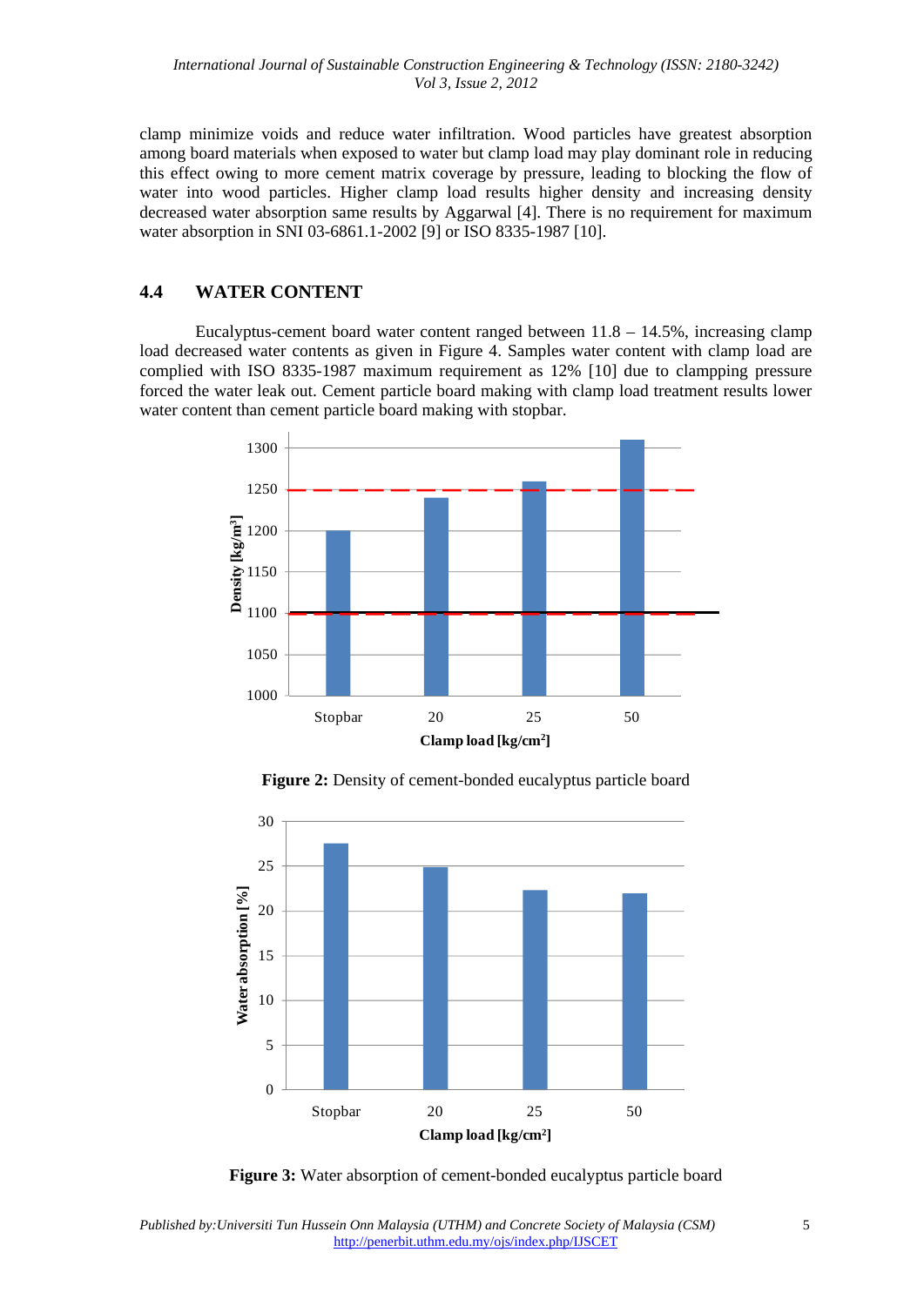clamp minimize voids and reduce water infiltration. Wood particles have greatest absorption among board materials when exposed to water but clamp load may play dominant role in reducing this effect owing to more cement matrix coverage by pressure, leading to blocking the flow of water into wood particles. Higher clamp load results higher density and increasing density decreased water absorption same results by Aggarwal [4]. There is no requirement for maximum water absorption in SNI 03-6861.1-2002 [9] or ISO 8335-1987 [10].

## 4.4 WATER CONTENT

Eucalyptus-cement board water content ranged between 11.8 – 14.5%, increasing clamp load decreased water contents as given in Figure 4. Samples water content with clamp load are complied with ISO 8335-1987 maximum requirement as 12% [10] due to clampping pressure forced the water leak out. Cement particle board making with clamp load treatment results lower water content than cement particle board making with stopbar.

**Figure 2:** Density of cement-bonded eucalyptus particle board

**Figure 3:** Water absorption of cement-bonded eucalyptus particle board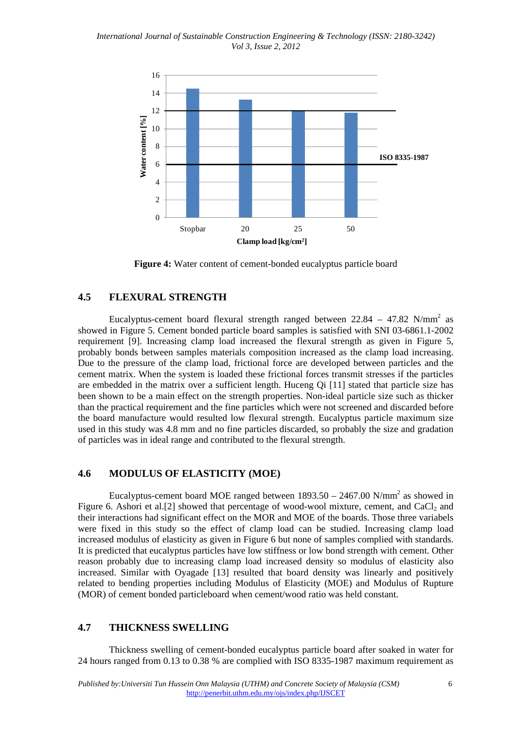Figure 4: Water content of cement-bonded eucalyptus particle board

## 4.5 FLEXURAL STRENGTH

Eucalyptus-cement board flexural strength ranged between 22.84 – 47.82 N/mm$^2$ as showed in Figure 5. Cement bonded particle board samples is satisfied with SNI 03-6861.1-2002 requirement [9]. Increasing clamp load increased the flexural strength as given in Figure 5, probably bonds between samples materials composition increased as the clamp load increasing. Due to the pressure of the clamp load, frictional force are developed between particles and the cement matrix. When the system is loaded these frictional forces transmit stresses if the particles are embedded in the matrix over a sufficient length. Huceng Qi [11] stated that particle size has been shown to be a main effect on the strength properties. Non-ideal particle size such as thicker than the practical requirement and the fine particles which were not screened and discarded before the board manufacture would resulted low flexural strength. Eucalyptus particle maximum size used in this study was 4.8 mm and no fine particles discarded, so probably the size and gradation of particles was in ideal range and contributed to the flexural strength.

## 4.6 MODULUS OF ELASTICITY (MOE)

Eucalyptus-cement board MOE ranged between 1893.50 – 2467.00 N/mm$^2$ as showed in Figure 6. Ashori et al.[2] showed that percentage of wood-wool mixture, cement, and $CaCl_2$ and their interactions had significant effect on the MOR and MOE of the boards. Those three variabels were fixed in this study so the effect of clamp load can be studied. Increasing clamp load increased modulus of elasticity as given in Figure 6 but none of samples complied with standards. It is predicted that eucalyptus particles have low stiffness or low bond strength with cement. Other reason probably due to increasing clamp load increased density so modulus of elasticity also increased. Similar with Oyagade [13] resulted that board density was linearly and positively related to bending properties including Modulus of Elasticity (MOE) and Modulus of Rupture (MOR) of cement bonded particleboard when cement/wood ratio was held constant.

## 4.7 THICKNESS SWELLING

Thickness swelling of cement-bonded eucalyptus particle board after soaked in water for 24 hours ranged from 0.13 to 0.38 % are complied with ISO 8335-1987 maximum requirement as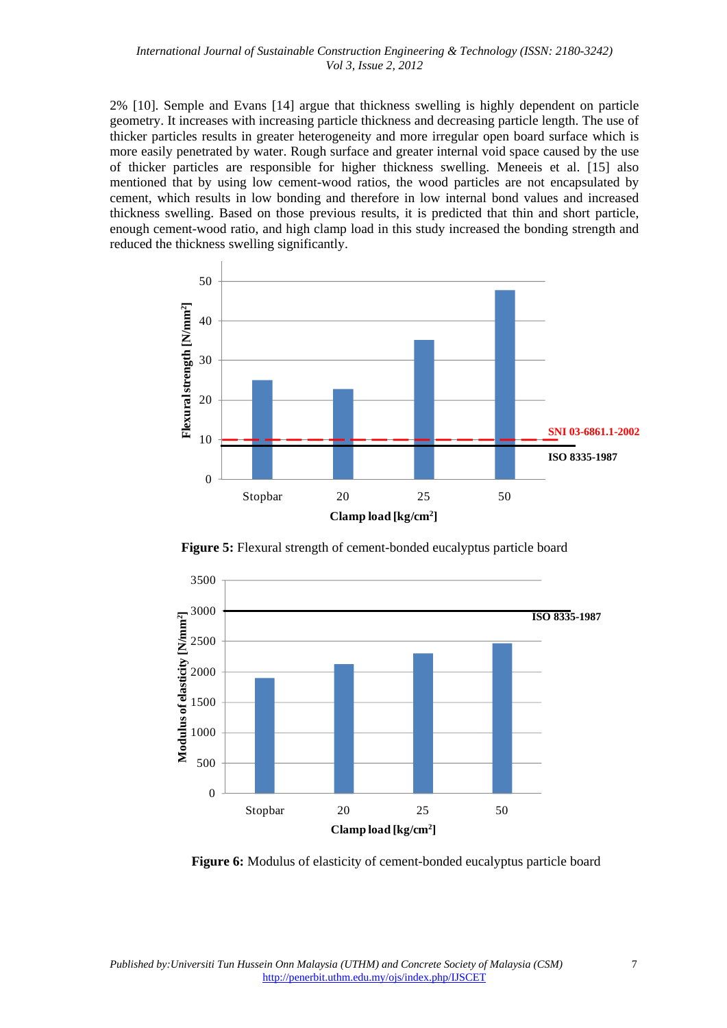2% [10]. Semple and Evans [14] argue that thickness swelling is highly dependent on particle geometry. It increases with increasing particle thickness and decreasing particle length. The use of thicker particles results in greater heterogeneity and more irregular open board surface which is more easily penetrated by water. Rough surface and greater internal void space caused by the use of thicker particles are responsible for higher thickness swelling. Meneeis et al. [15] also mentioned that by using low cement-wood ratios, the wood particles are not encapsulated by cement, which results in low bonding and therefore in low internal bond values and increased thickness swelling. Based on those previous results, it is predicted that thin and short particle, enough cement-wood ratio, and high clamp load in this study increased the bonding strength and reduced the thickness swelling significantly.

**Figure 5:** Flexural strength of cement-bonded eucalyptus particle board

**Figure 6:** Modulus of elasticity of cement-bonded eucalyptus particle board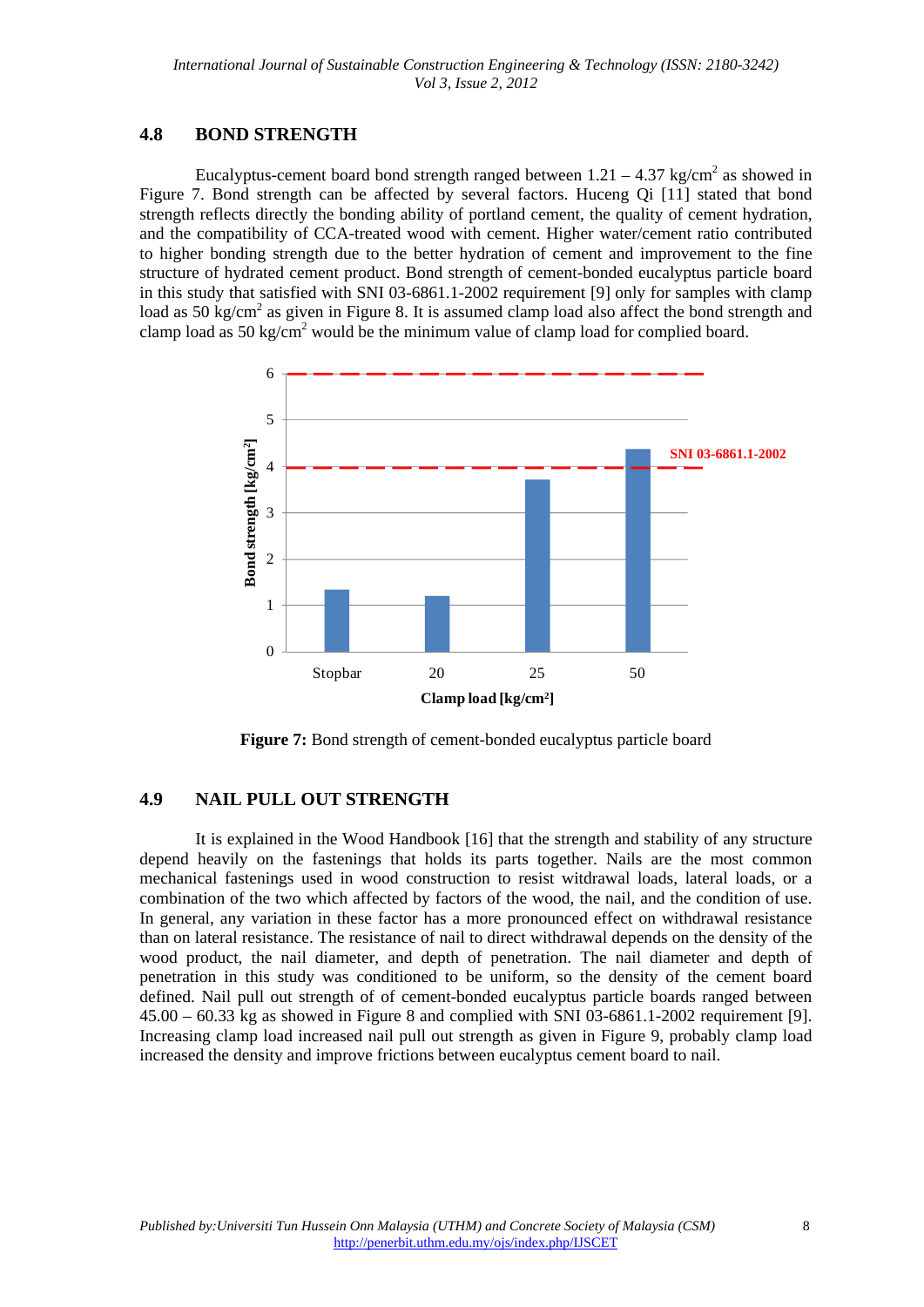## 4.8 BOND STRENGTH

Eucalyptus-cement board bond strength ranged between 1.21 – 4.37 kg/cm$^2$ as showed in Figure 7. Bond strength can be affected by several factors. Huceng Qi [11] stated that bond strength reflects directly the bonding ability of portland cement, the quality of cement hydration, and the compatibility of CCA-treated wood with cement. Higher water/cement ratio contributed to higher bonding strength due to the better hydration of cement and improvement to the fine structure of hydrated cement product. Bond strength of cement-bonded eucalyptus particle board in this study that satisfied with SNI 03-6861.1-2002 requirement [9] only for samples with clamp load as 50 kg/cm$^2$ as given in Figure 8. It is assumed clamp load also affect the bond strength and clamp load as 50 kg/cm$^2$ would be the minimum value of clamp load for complied board.

**Figure 7:** Bond strength of cement-bonded eucalyptus particle board

## 4.9 NAIL PULL OUT STRENGTH

It is explained in the Wood Handbook [16] that the strength and stability of any structure depend heavily on the fastenings that holds its parts together. Nails are the most common mechanical fastenings used in wood construction to resist witdrawal loads, lateral loads, or a combination of the two which affected by factors of the wood, the nail, and the condition of use. In general, any variation in these factor has a more pronounced effect on withdrawal resistance than on lateral resistance. The resistance of nail to direct withdrawal depends on the density of the wood product, the nail diameter, and depth of penetration. The nail diameter and depth of penetration in this study was conditioned to be uniform, so the density of the cement board defined. Nail pull out strength of of cement-bonded eucalyptus particle boards ranged between 45.00 – 60.33 kg as showed in Figure 8 and complied with SNI 03-6861.1-2002 requirement [9]. Increasing clamp load increased nail pull out strength as given in Figure 9, probably clamp load increased the density and improve frictions between eucalyptus cement board to nail.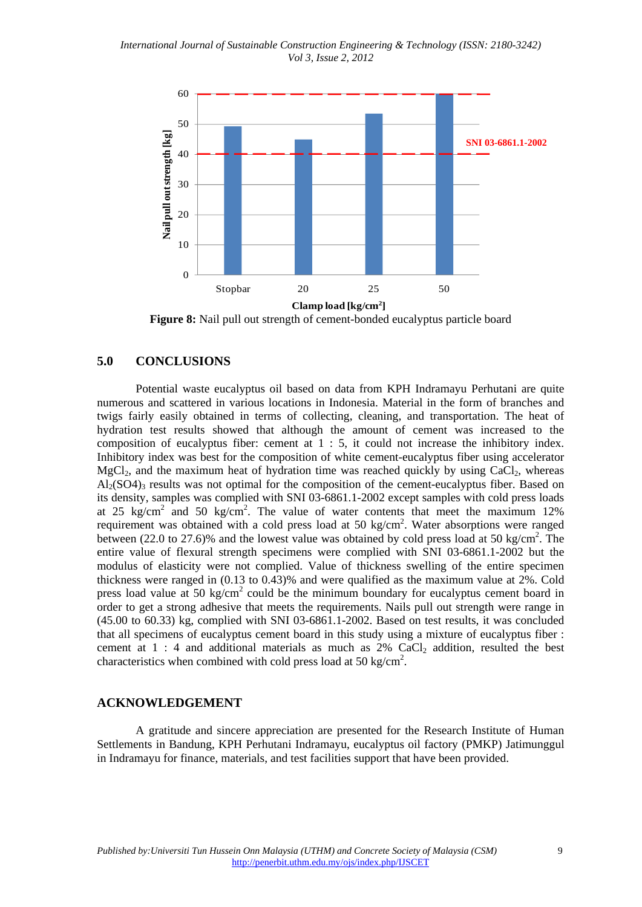**Figure 8:** Nail pull out strength of cement-bonded eucalyptus particle board

## 5.0 CONCLUSIONS

Potential waste eucalyptus oil based on data from KPH Indramayu Perhutani are quite numerous and scattered in various locations in Indonesia. Material in the form of branches and twigs fairly easily obtained in terms of collecting, cleaning, and transportation. The heat of hydration test results showed that although the amount of cement was increased to the composition of eucalyptus fiber: cement at 1 : 5, it could not increase the inhibitory index. Inhibitory index was best for the composition of white cement-eucalyptus fiber using accelerator $MgCl_2$, and the maximum heat of hydration time was reached quickly by using $CaCl_2$, whereas $Al_2(SO4)_3$ results was not optimal for the composition of the cement-eucalyptus fiber. Based on its density, samples was complied with SNI 03-6861.1-2002 except samples with cold press loads at 25 kg/cm$^2$ and 50 kg/cm$^2$. The value of water contents that meet the maximum 12% requirement was obtained with a cold press load at 50 kg/cm$^2$. Water absorptions were ranged between (22.0 to 27.6)% and the lowest value was obtained by cold press load at 50 kg/cm$^2$. The entire value of flexural strength specimens were complied with SNI 03-6861.1-2002 but the modulus of elasticity were not complied. Value of thickness swelling of the entire specimen thickness were ranged in (0.13 to 0.43)% and were qualified as the maximum value at 2%. Cold press load value at 50 kg/cm$^2$ could be the minimum boundary for eucalyptus cement board in order to get a strong adhesive that meets the requirements. Nails pull out strength were range in (45.00 to 60.33) kg, complied with SNI 03-6861.1-2002. Based on test results, it was concluded that all specimens of eucalyptus cement board in this study using a mixture of eucalyptus fiber : cement at 1 : 4 and additional materials as much as 2% $CaCl_2$ addition, resulted the best characteristics when combined with cold press load at 50 kg/cm$^2$.

## ACKNOWLEDGEMENT

A gratitude and sincere appreciation are presented for the Research Institute of Human Settlements in Bandung, KPH Perhutani Indramayu, eucalyptus oil factory (PMKP) Jatimunggul in Indramayu for finance, materials, and test facilities support that have been provided.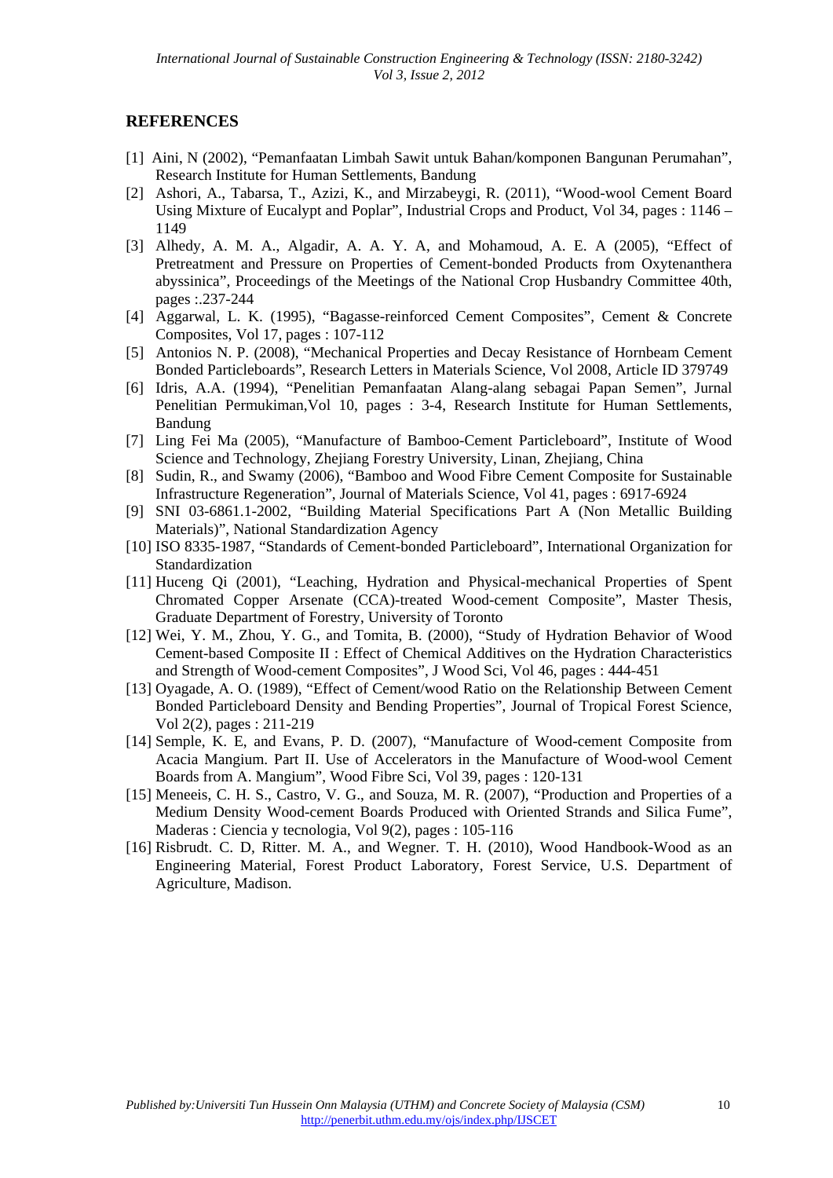## REFERENCES

[1] Aini, N (2002), "Pemanfaatan Limbah Sawit untuk Bahan/komponen Bangunan Perumahan", Research Institute for Human Settlements, Bandung

[2] Ashori, A., Tabarsa, T., Azizi, K., and Mirzabeygi, R. (2011), "Wood-wool Cement Board Using Mixture of Eucalypt and Poplar", Industrial Crops and Product, Vol 34, pages : 1146 – 1149

[3] Alhedy, A. M. A., Algadir, A. A. Y. A, and Mohamoud, A. E. A (2005), "Effect of Pretreatment and Pressure on Properties of Cement-bonded Products from Oxytenanthera abyssinica", Proceedings of the Meetings of the National Crop Husbandry Committee 40th, pages :.237-244

[4] Aggarwal, L. K. (1995), "Bagasse-reinforced Cement Composites", Cement & Concrete Composites, Vol 17, pages : 107-112

[5] Antonios N. P. (2008), "Mechanical Properties and Decay Resistance of Hornbeam Cement Bonded Particleboards", Research Letters in Materials Science, Vol 2008, Article ID 379749

[6] Idris, A.A. (1994), "Penelitian Pemanfaatan Alang-alang sebagai Papan Semen", Jurnal Penelitian Permukiman,Vol 10, pages : 3-4, Research Institute for Human Settlements, Bandung

[7] Ling Fei Ma (2005), "Manufacture of Bamboo-Cement Particleboard", Institute of Wood Science and Technology, Zhejiang Forestry University, Linan, Zhejiang, China

[8] Sudin, R., and Swamy (2006), "Bamboo and Wood Fibre Cement Composite for Sustainable Infrastructure Regeneration", Journal of Materials Science, Vol 41, pages : 6917-6924

[9] SNI 03-6861.1-2002, "Building Material Specifications Part A (Non Metallic Building Materials)", National Standardization Agency

[10] ISO 8335-1987, "Standards of Cement-bonded Particleboard", International Organization for Standardization

[11] Huceng Qi (2001), "Leaching, Hydration and Physical-mechanical Properties of Spent Chromated Copper Arsenate (CCA)-treated Wood-cement Composite", Master Thesis, Graduate Department of Forestry, University of Toronto

[12] Wei, Y. M., Zhou, Y. G., and Tomita, B. (2000), "Study of Hydration Behavior of Wood Cement-based Composite II : Effect of Chemical Additives on the Hydration Characteristics and Strength of Wood-cement Composites", J Wood Sci, Vol 46, pages : 444-451

[13] Oyagade, A. O. (1989), "Effect of Cement/wood Ratio on the Relationship Between Cement Bonded Particleboard Density and Bending Properties", Journal of Tropical Forest Science, Vol 2(2), pages : 211-219

[14] Semple, K. E, and Evans, P. D. (2007), "Manufacture of Wood-cement Composite from Acacia Mangium. Part II. Use of Accelerators in the Manufacture of Wood-wool Cement Boards from A. Mangium", Wood Fibre Sci, Vol 39, pages : 120-131

[15] Meneeis, C. H. S., Castro, V. G., and Souza, M. R. (2007), "Production and Properties of a Medium Density Wood-cement Boards Produced with Oriented Strands and Silica Fume", Maderas : Ciencia y tecnologia, Vol 9(2), pages : 105-116

[16] Risbrudt. C. D, Ritter. M. A., and Wegner. T. H. (2010), Wood Handbook-Wood as an Engineering Material, Forest Product Laboratory, Forest Service, U.S. Department of Agriculture, Madison.